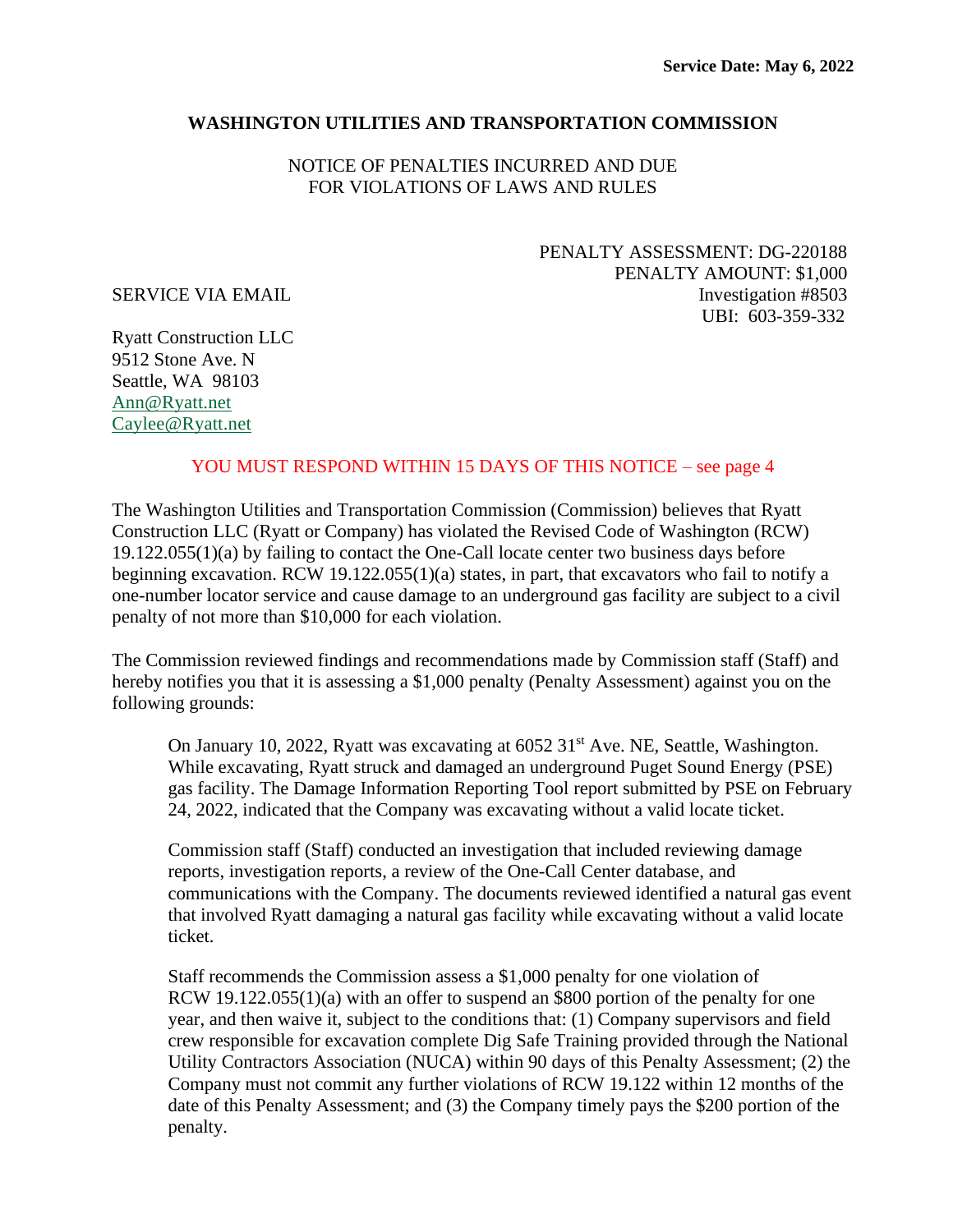**Service Date: May 6, 2022**

**WASHINGTON UTILITIES AND TRANSPORTATION COMMISSION**

NOTICE OF PENALTIES INCURRED AND DUE
FOR VIOLATIONS OF LAWS AND RULES

PENALTY ASSESSMENT: DG-220188
PENALTY AMOUNT: $1,000
Investigation #8503
UBI: 603-359-332

SERVICE VIA EMAIL

Ryatt Construction LLC
9512 Stone Ave. N
Seattle, WA 98103
Ann@Ryatt.net
Caylee@Ryatt.net

YOU MUST RESPOND WITHIN 15 DAYS OF THIS NOTICE – see page 4

The Washington Utilities and Transportation Commission (Commission) believes that Ryatt Construction LLC (Ryatt or Company) has violated the Revised Code of Washington (RCW) 19.122.055(1)(a) by failing to contact the One-Call locate center two business days before beginning excavation. RCW 19.122.055(1)(a) states, in part, that excavators who fail to notify a one-number locator service and cause damage to an underground gas facility are subject to a civil penalty of not more than $10,000 for each violation.

The Commission reviewed findings and recommendations made by Commission staff (Staff) and hereby notifies you that it is assessing a $1,000 penalty (Penalty Assessment) against you on the following grounds:

> On January 10, 2022, Ryatt was excavating at 6052 31st Ave. NE, Seattle, Washington. While excavating, Ryatt struck and damaged an underground Puget Sound Energy (PSE) gas facility. The Damage Information Reporting Tool report submitted by PSE on February 24, 2022, indicated that the Company was excavating without a valid locate ticket.
>
> Commission staff (Staff) conducted an investigation that included reviewing damage reports, investigation reports, a review of the One-Call Center database, and communications with the Company. The documents reviewed identified a natural gas event that involved Ryatt damaging a natural gas facility while excavating without a valid locate ticket.
>
> Staff recommends the Commission assess a $1,000 penalty for one violation of RCW 19.122.055(1)(a) with an offer to suspend an $800 portion of the penalty for one year, and then waive it, subject to the conditions that: (1) Company supervisors and field crew responsible for excavation complete Dig Safe Training provided through the National Utility Contractors Association (NUCA) within 90 days of this Penalty Assessment; (2) the Company must not commit any further violations of RCW 19.122 within 12 months of the date of this Penalty Assessment; and (3) the Company timely pays the $200 portion of the penalty.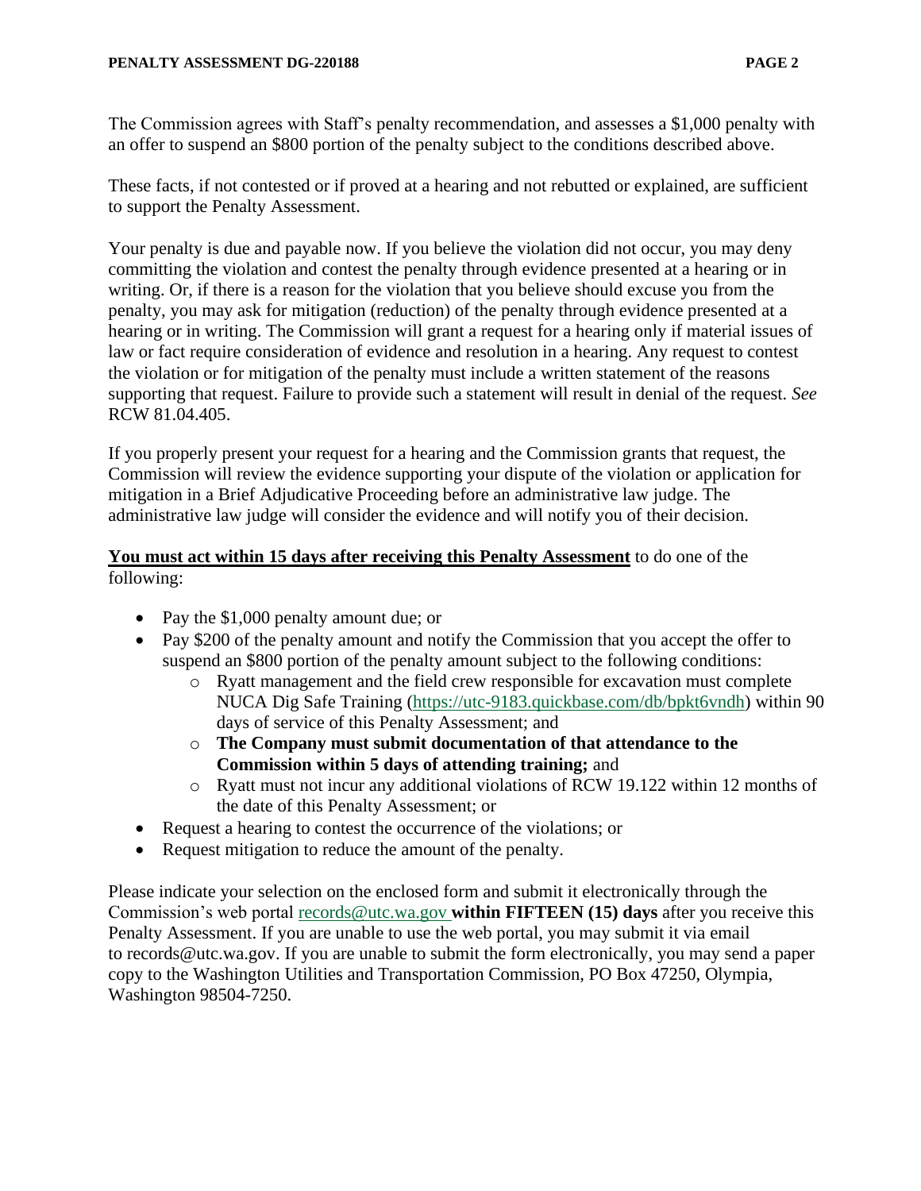The Commission agrees with Staff's penalty recommendation, and assesses a $1,000 penalty with an offer to suspend an $800 portion of the penalty subject to the conditions described above.

These facts, if not contested or if proved at a hearing and not rebutted or explained, are sufficient to support the Penalty Assessment.

Your penalty is due and payable now. If you believe the violation did not occur, you may deny committing the violation and contest the penalty through evidence presented at a hearing or in writing. Or, if there is a reason for the violation that you believe should excuse you from the penalty, you may ask for mitigation (reduction) of the penalty through evidence presented at a hearing or in writing. The Commission will grant a request for a hearing only if material issues of law or fact require consideration of evidence and resolution in a hearing. Any request to contest the violation or for mitigation of the penalty must include a written statement of the reasons supporting that request. Failure to provide such a statement will result in denial of the request. *See* RCW 81.04.405.

If you properly present your request for a hearing and the Commission grants that request, the Commission will review the evidence supporting your dispute of the violation or application for mitigation in a Brief Adjudicative Proceeding before an administrative law judge. The administrative law judge will consider the evidence and will notify you of their decision.

**You must act within 15 days after receiving this Penalty Assessment** to do one of the following:

- Pay the $1,000 penalty amount due; or
- Pay $200 of the penalty amount and notify the Commission that you accept the offer to suspend an $800 portion of the penalty amount subject to the following conditions:
  - Ryatt management and the field crew responsible for excavation must complete NUCA Dig Safe Training (https://utc-9183.quickbase.com/db/bpkt6vndh) within 90 days of service of this Penalty Assessment; and
  - **The Company must submit documentation of that attendance to the Commission within 5 days of attending training;** and
  - Ryatt must not incur any additional violations of RCW 19.122 within 12 months of the date of this Penalty Assessment; or
- Request a hearing to contest the occurrence of the violations; or
- Request mitigation to reduce the amount of the penalty.

Please indicate your selection on the enclosed form and submit it electronically through the Commission's web portal records@utc.wa.gov **within FIFTEEN (15) days** after you receive this Penalty Assessment. If you are unable to use the web portal, you may submit it via email to records@utc.wa.gov. If you are unable to submit the form electronically, you may send a paper copy to the Washington Utilities and Transportation Commission, PO Box 47250, Olympia, Washington 98504-7250.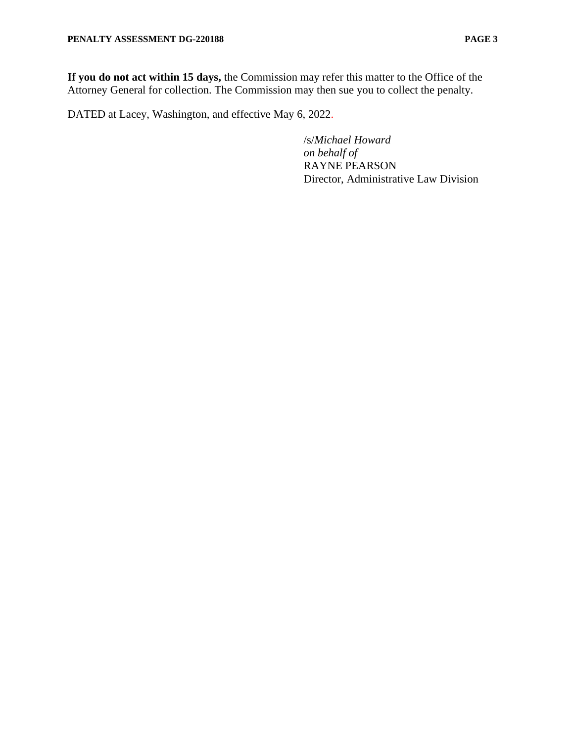**If you do not act within 15 days,** the Commission may refer this matter to the Office of the Attorney General for collection. The Commission may then sue you to collect the penalty.

DATED at Lacey, Washington, and effective May 6, 2022.

/s/*Michael Howard*
*on behalf of*
RAYNE PEARSON
Director, Administrative Law Division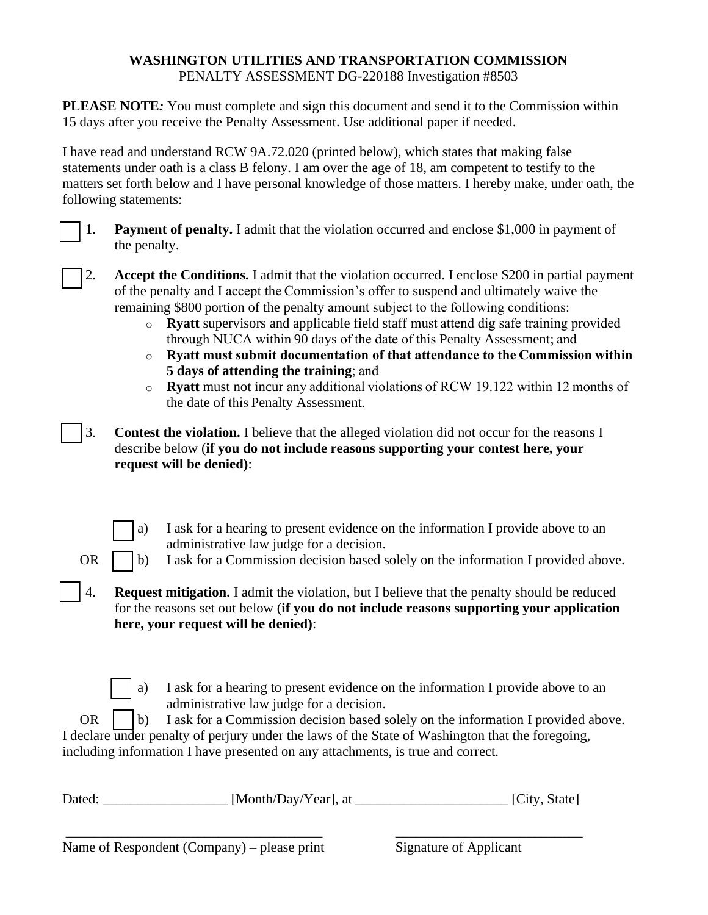**WASHINGTON UTILITIES AND TRANSPORTATION COMMISSION**
PENALTY ASSESSMENT DG-220188 Investigation #8503

**PLEASE NOTE*:*** You must complete and sign this document and send it to the Commission within 15 days after you receive the Penalty Assessment. Use additional paper if needed.

I have read and understand RCW 9A.72.020 (printed below), which states that making false statements under oath is a class B felony. I am over the age of 18, am competent to testify to the matters set forth below and I have personal knowledge of those matters. I hereby make, under oath, the following statements:

☐ 1. **Payment of penalty.** I admit that the violation occurred and enclose $1,000 in payment of the penalty.

☐ 2. **Accept the Conditions.** I admit that the violation occurred. I enclose $200 in partial payment of the penalty and I accept the Commission's offer to suspend and ultimately waive the remaining $800 portion of the penalty amount subject to the following conditions:

- **Ryatt** supervisors and applicable field staff must attend dig safe training provided through NUCA within 90 days of the date of this Penalty Assessment; and
- **Ryatt must submit documentation of that attendance to the Commission within 5 days of attending the training**; and
- **Ryatt** must not incur any additional violations of RCW 19.122 within 12 months of the date of this Penalty Assessment.

☐ 3. **Contest the violation.** I believe that the alleged violation did not occur for the reasons I describe below (**if you do not include reasons supporting your contest here, your request will be denied)**:

☐ a) I ask for a hearing to present evidence on the information I provide above to an administrative law judge for a decision.

OR ☐ b) I ask for a Commission decision based solely on the information I provided above.

☐ 4. **Request mitigation.** I admit the violation, but I believe that the penalty should be reduced for the reasons set out below (**if you do not include reasons supporting your application here, your request will be denied)**:

☐ a) I ask for a hearing to present evidence on the information I provide above to an administrative law judge for a decision.

OR ☐ b) I ask for a Commission decision based solely on the information I provided above.

I declare under penalty of perjury under the laws of the State of Washington that the foregoing, including information I have presented on any attachments, is true and correct.

Dated: __________________ [Month/Day/Year], at ______________________ [City, State]

_______________________________________ ____________________________

Name of Respondent (Company) – please print Signature of Applicant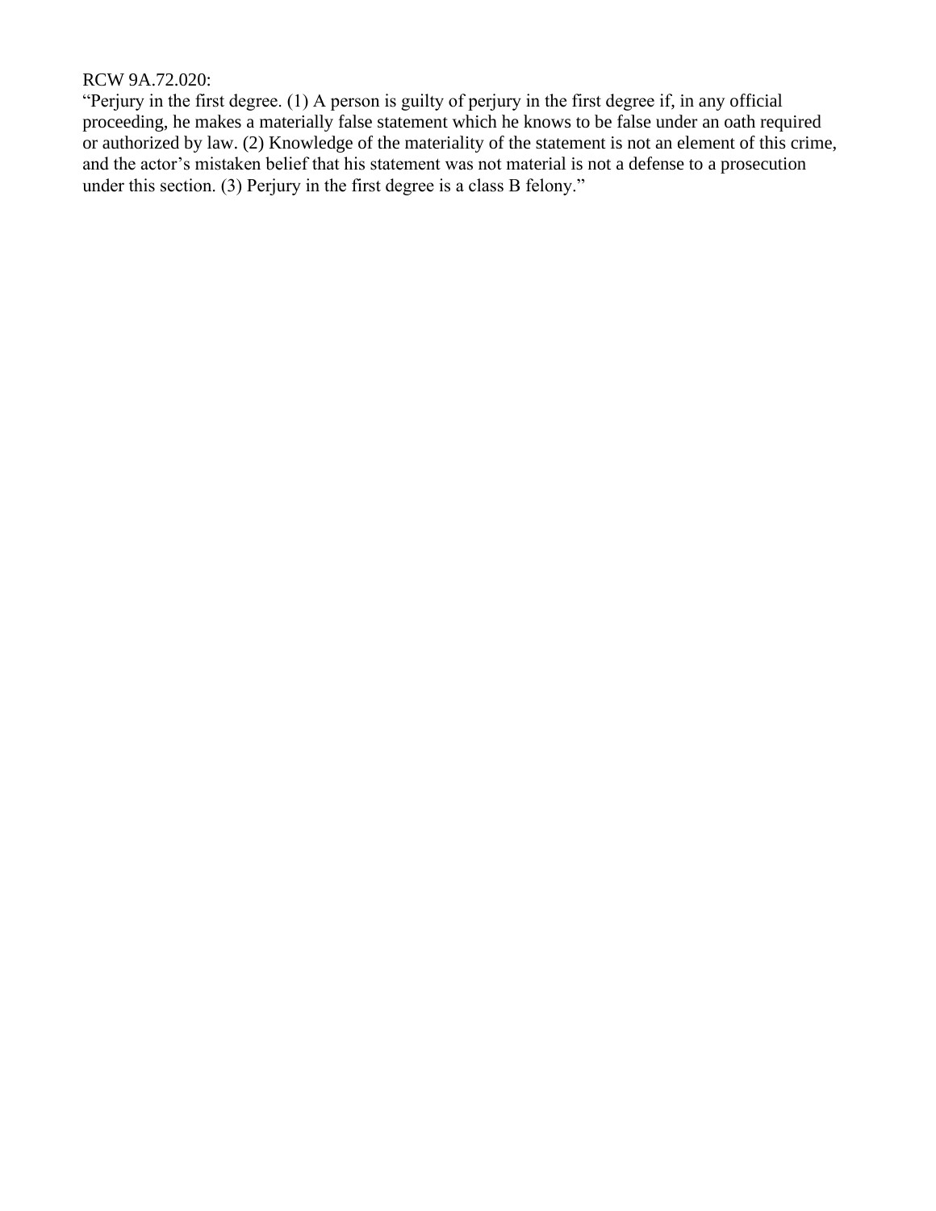RCW 9A.72.020:

“Perjury in the first degree. (1) A person is guilty of perjury in the first degree if, in any official proceeding, he makes a materially false statement which he knows to be false under an oath required or authorized by law. (2) Knowledge of the materiality of the statement is not an element of this crime, and the actor’s mistaken belief that his statement was not material is not a defense to a prosecution under this section. (3) Perjury in the first degree is a class B felony.”